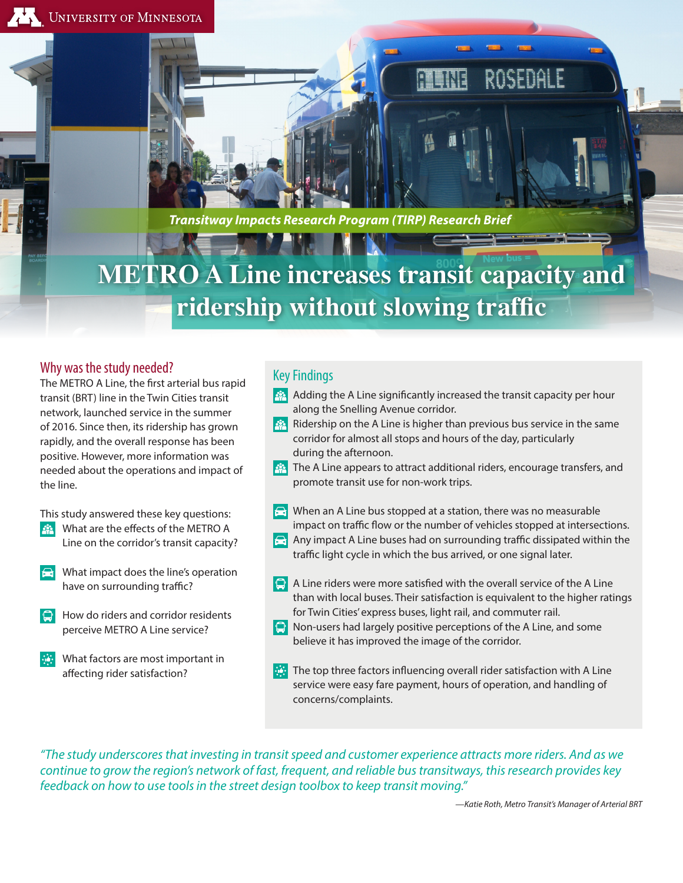University of Minnesota

*Transitway Impacts Research Program (TIRP) Research Brief*

# METRO A Line increases transit capacity and ridership without slowing traffic

## Why was the study needed?

The METRO A Line, the first arterial bus rapid transit (BRT) line in the Twin Cities transit network, launched service in the summer of 2016. Since then, its ridership has grown rapidly, and the overall response has been positive. However, more information was needed about the operations and impact of the line.

This study answered these key questions:

- What are the effects of the METRO A Line on the corridor's transit capacity?
- What impact does the line's operation have on surrounding traffic?
- How do riders and corridor residents perceive METRO A Line service?
- What factors are most important in affecting rider satisfaction?

## Key Findings

- Adding the A Line significantly increased the transit capacity per hour along the Snelling Avenue corridor.
- Ridership on the A Line is higher than previous bus service in the same corridor for almost all stops and hours of the day, particularly during the afternoon.
- The A Line appears to attract additional riders, encourage transfers, and promote transit use for non-work trips.
- When an A Line bus stopped at a station, there was no measurable impact on traffic flow or the number of vehicles stopped at intersections.
- Any impact A Line buses had on surrounding traffic dissipated within the traffic light cycle in which the bus arrived, or one signal later.
- A Line riders were more satisfied with the overall service of the A Line than with local buses. Their satisfaction is equivalent to the higher ratings for Twin Cities' express buses, light rail, and commuter rail.
- Non-users had largely positive perceptions of the A Line, and some believe it has improved the image of the corridor.
- The top three factors influencing overall rider satisfaction with A Line service were easy fare payment, hours of operation, and handling of concerns/complaints.

*"The study underscores that investing in transit speed and customer experience attracts more riders. And as we continue to grow the region's network of fast, frequent, and reliable bus transitways, this research provides key feedback on how to use tools in the street design toolbox to keep transit moving."*

*—Katie Roth, Metro Transit's Manager of Arterial BRT*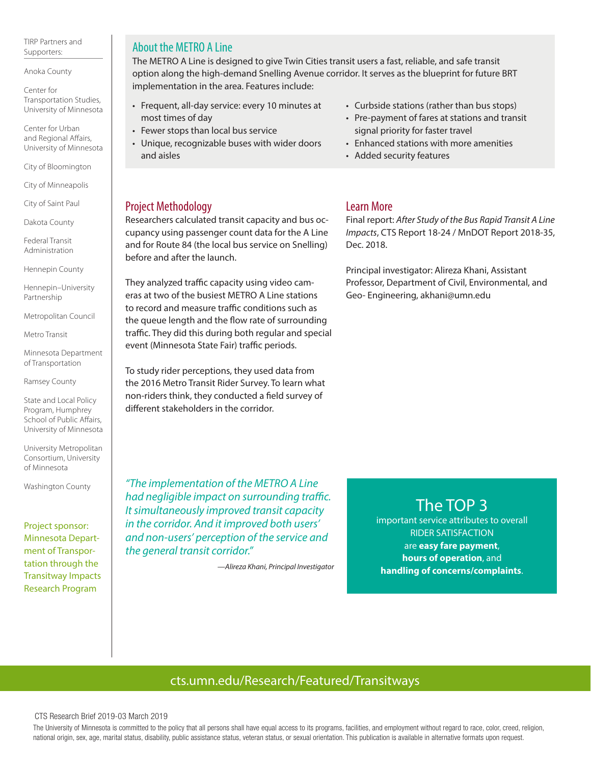TIRP Partners and Supporters:

Anoka County

Center for Transportation Studies, University of Minnesota

Center for Urban and Regional Affairs, University of Minnesota

City of Bloomington

City of Minneapolis

City of Saint Paul

Dakota County

Federal Transit Administration

Hennepin County

Hennepin–University Partnership

Metropolitan Council

Metro Transit

Minnesota Department of Transportation

Ramsey County

State and Local Policy Program, Humphrey School of Public Affairs, University of Minnesota

University Metropolitan Consortium, University of Minnesota

Washington County

Project sponsor: Minnesota Department of Transportation through the Transitway Impacts Research Program

## About the METRO A Line

The METRO A Line is designed to give Twin Cities transit users a fast, reliable, and safe transit option along the high-demand Snelling Avenue corridor. It serves as the blueprint for future BRT implementation in the area. Features include:

- Frequent, all-day service: every 10 minutes at most times of day
- Fewer stops than local bus service
- Unique, recognizable buses with wider doors and aisles
- Curbside stations (rather than bus stops)
- Pre-payment of fares at stations and transit signal priority for faster travel
- Enhanced stations with more amenities
- Added security features

## Project Methodology

Researchers calculated transit capacity and bus occupancy using passenger count data for the A Line and for Route 84 (the local bus service on Snelling) before and after the launch.

They analyzed traffic capacity using video cameras at two of the busiest METRO A Line stations to record and measure traffic conditions such as the queue length and the flow rate of surrounding traffic. They did this during both regular and special event (Minnesota State Fair) traffic periods.

To study rider perceptions, they used data from the 2016 Metro Transit Rider Survey. To learn what non-riders think, they conducted a field survey of different stakeholders in the corridor.

## Learn More

Final report: *After Study of the Bus Rapid Transit A Line Impacts*, CTS Report 18-24 / MnDOT Report 2018-35, Dec. 2018.

Principal investigator: Alireza Khani, Assistant Professor, Department of Civil, Environmental, and Geo- Engineering, akhani@umn.edu

*"The implementation of the METRO A Line had negligible impact on surrounding traffic. It simultaneously improved transit capacity in the corridor. And it improved both users' and non-users' perception of the service and the general transit corridor."*

*—Alireza Khani, Principal Investigator*

## The TOP 3

important service attributes to overall RIDER SATISFACTION are **easy fare payment**, **hours of operation**, and **handling of concerns/complaints**.

cts.umn.edu/Research/Featured/Transitways

CTS Research Brief 2019-03 March 2019

The University of Minnesota is committed to the policy that all persons shall have equal access to its programs, facilities, and employment without regard to race, color, creed, religion, national origin, sex, age, marital status, disability, public assistance status, veteran status, or sexual orientation. This publication is available in alternative formats upon request.